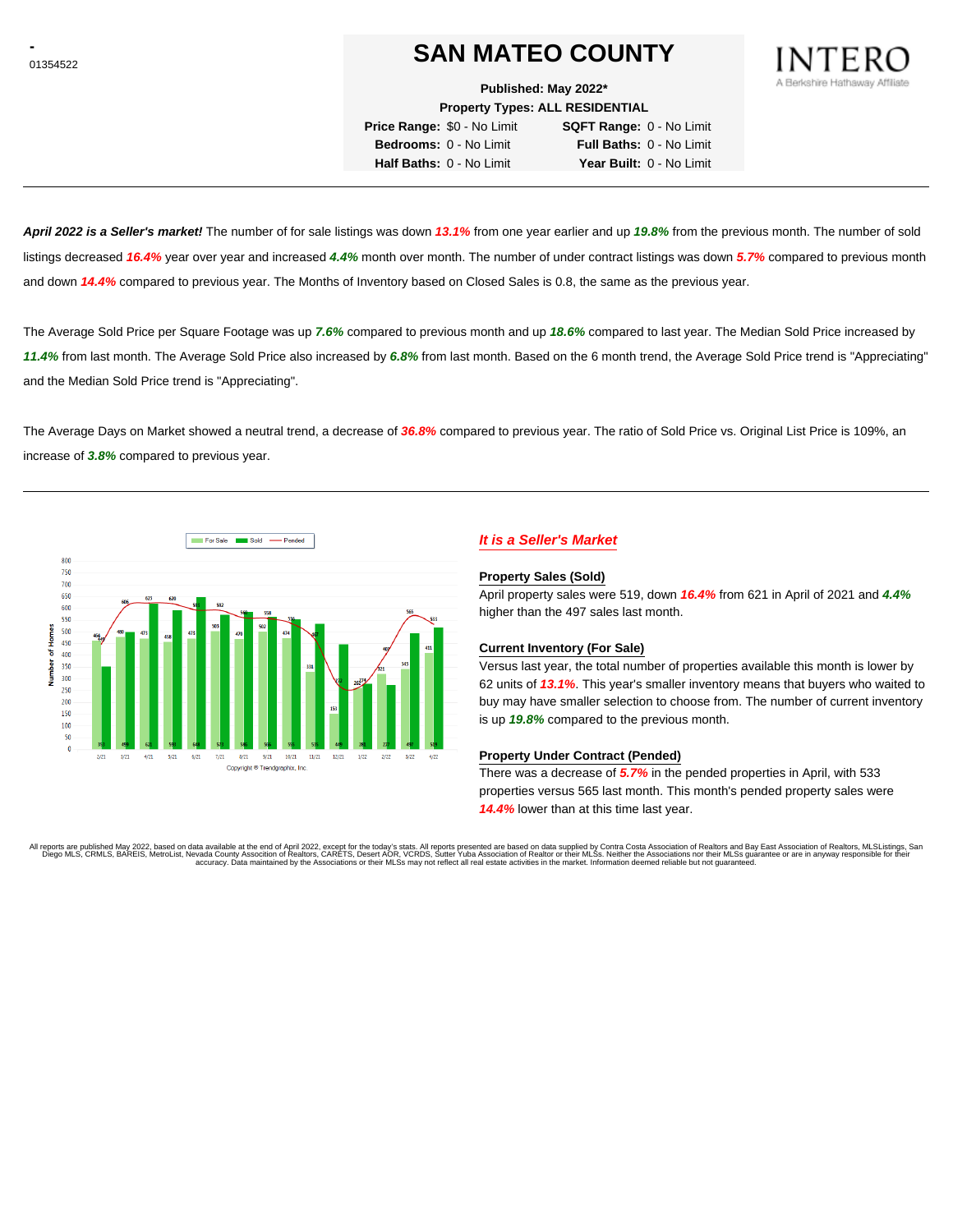-
01354522

# SAN MATEO COUNTY

INTERO
A Berkshire Hathaway Affiliate

**Published: May 2022***
**Property Types: ALL RESIDENTIAL**

**Price Range:** $0 - No Limit **SQFT Range:** 0 - No Limit
**Bedrooms:** 0 - No Limit **Full Baths:** 0 - No Limit
**Half Baths:** 0 - No Limit **Year Built:** 0 - No Limit

---

***April 2022 is a Seller's market!*** The number of for sale listings was down ***13.1%*** from one year earlier and up ***19.8%*** from the previous month. The number of sold listings decreased ***16.4%*** year over year and increased ***4.4%*** month over month. The number of under contract listings was down ***5.7%*** compared to previous month and down ***14.4%*** compared to previous year. The Months of Inventory based on Closed Sales is 0.8, the same as the previous year.

The Average Sold Price per Square Footage was up ***7.6%*** compared to previous month and up ***18.6%*** compared to last year. The Median Sold Price increased by ***11.4%*** from last month. The Average Sold Price also increased by ***6.8%*** from last month. Based on the 6 month trend, the Average Sold Price trend is "Appreciating" and the Median Sold Price trend is "Appreciating".

The Average Days on Market showed a neutral trend, a decrease of ***36.8%*** compared to previous year. The ratio of Sold Price vs. Original List Price is 109%, an increase of ***3.8%*** compared to previous year.

---

| Month | For Sale | Sold | Pended |
|---|---|---|---|
| 2/21 | 464 | 353 | 450 |
| 3/21 | 480 | 499 | 606 |
| 4/21 | 473 | 621 | 623 |
| 5/21 | 458 | 593 | 620 |
| 6/21 | 473 | 648 | 581 |
| 7/21 | 509 | 573 | 582 |
| 8/21 | 470 | 586 | 560 |
| 9/21 | 502 | 566 | 558 |
| 10/21 | 474 | 555 | 556 |
| 11/21 | 331 | 535 | 467 |
| 12/21 | 153 | 449 | 272 |
| 1/22 | 265 | 280 | 279 |
| 2/22 | 321 | 277 | 407 |
| 3/22 | 345 | 497 | 565 |
| 4/22 | 415 | 519 | 533 |

Copyright ® Trendgraphix, Inc.

### *It is a Seller's Market*

**Property Sales (Sold)**

April property sales were 519, down ***16.4%*** from 621 in April of 2021 and ***4.4%*** higher than the 497 sales last month.

**Current Inventory (For Sale)**

Versus last year, the total number of properties available this month is lower by 62 units of ***13.1%***. This year's smaller inventory means that buyers who waited to buy may have smaller selection to choose from. The number of current inventory is up ***19.8%*** compared to the previous month.

**Property Under Contract (Pended)**

There was a decrease of ***5.7%*** in the pended properties in April, with 533 properties versus 565 last month. This month's pended property sales were ***14.4%*** lower than at this time last year.

All reports are published May 2022, based on data available at the end of April 2022, except for the today's stats. All reports presented are based on data supplied by Contra Costa Association of Realtors and Bay East Association of Realtors, MLSListings, San Diego MLS, CRMLS, BAREIS, MetroList, Nevada County Association of Realtors, CARETS, Desert AOR, VCRDS, Sutter Yuba Association of Realtor or their MLSs. Neither the Associations nor their MLSs guarantee or are in anyway responsible for their accuracy. Data maintained by the Associations or their MLSs may not reflect all real estate activities in the market. Information deemed reliable but not guaranteed.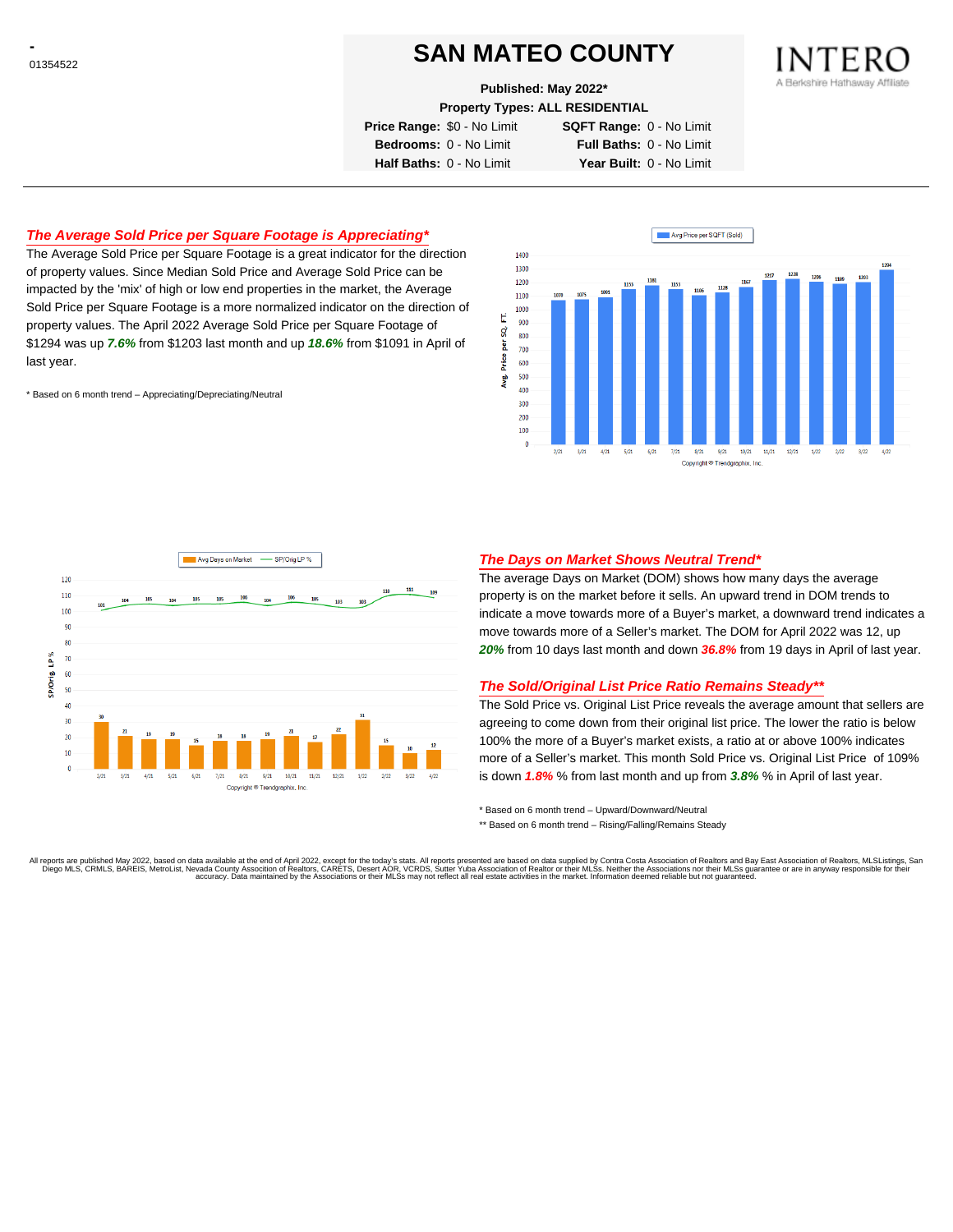-
01354522

# SAN MATEO COUNTY

**Published: May 2022***
**Property Types: ALL RESIDENTIAL**

| | | | |
|---|---|---|---|
| **Price Range:** | $0 - No Limit | **SQFT Range:** | 0 - No Limit |
| **Bedrooms:** | 0 - No Limit | **Full Baths:** | 0 - No Limit |
| **Half Baths:** | 0 - No Limit | **Year Built:** | 0 - No Limit |

INTERO
A Berkshire Hathaway Affiliate

---

## *The Average Sold Price per Square Footage is Appreciating**

The Average Sold Price per Square Footage is a great indicator for the direction of property values. Since Median Sold Price and Average Sold Price can be impacted by the 'mix' of high or low end properties in the market, the Average Sold Price per Square Footage is a more normalized indicator on the direction of property values. The April 2022 Average Sold Price per Square Footage of $1294 was up ***7.6%*** from $1203 last month and up ***18.6%*** from $1091 in April of last year.

\* Based on 6 month trend – Appreciating/Depreciating/Neutral

Avg Price per SQFT (Sold)

| Month | 2/21 | 3/21 | 4/21 | 5/21 | 6/21 | 7/21 | 8/21 | 9/21 | 10/21 | 11/21 | 12/21 | 1/22 | 2/22 | 3/22 | 4/22 |
|---|---|---|---|---|---|---|---|---|---|---|---|---|---|---|---|
| Avg. Price per SQ. FT. | 1070 | 1075 | 1091 | 1155 | 1181 | 1155 | 1106 | 1128 | 1167 | 1217 | 1228 | 1199 | 1189 | 1203 | 1294 |

Copyright © Trendgraphix, Inc.

Avg Days on Market / SP/Orig LP %

| Month | 2/21 | 3/21 | 4/21 | 5/21 | 6/21 | 7/21 | 8/21 | 9/21 | 10/21 | 11/21 | 12/21 | 1/22 | 2/22 | 3/22 | 4/22 |
|---|---|---|---|---|---|---|---|---|---|---|---|---|---|---|---|
| Avg Days on Market | 30 | 21 | 19 | 19 | 15 | 18 | 18 | 19 | 21 | 17 | 22 | 31 | 15 | 10 | 12 |
| SP/Orig LP % | 101 | 104 | 105 | 104 | 105 | 105 | 106 | 104 | 106 | 105 | 103 | 103 | 110 | 111 | 109 |

Copyright © Trendgraphix, Inc.

## *The Days on Market Shows Neutral Trend**

The average Days on Market (DOM) shows how many days the average property is on the market before it sells. An upward trend in DOM trends to indicate a move towards more of a Buyer's market, a downward trend indicates a move towards more of a Seller's market. The DOM for April 2022 was 12, up ***20%*** from 10 days last month and down ***36.8%*** from 19 days in April of last year.

## *The Sold/Original List Price Ratio Remains Steady***

The Sold Price vs. Original List Price reveals the average amount that sellers are agreeing to come down from their original list price. The lower the ratio is below 100% the more of a Buyer's market exists, a ratio at or above 100% indicates more of a Seller's market. This month Sold Price vs. Original List Price of 109% is down ***1.8%*** % from last month and up from ***3.8%*** % in April of last year.

\* Based on 6 month trend – Upward/Downward/Neutral
\*\* Based on 6 month trend – Rising/Falling/Remains Steady

All reports are published May 2022, based on data available at the end of April 2022, except for the today's stats. All reports presented are based on data supplied by Contra Costa Association of Realtors and Bay East Association of Realtors, MLSListings, San Diego MLS, CRMLS, BAREIS, MetroList, Nevada County Association of Realtors, CARETS, Desert AOR, VCRDS, Sutter Yuba Association of Realtor or their MLSs. Neither the Associations nor their MLSs guarantee or are in anyway responsible for their accuracy. Data maintained by the Associations or their MLSs may not reflect all real estate activities in the market. Information deemed reliable but not guaranteed.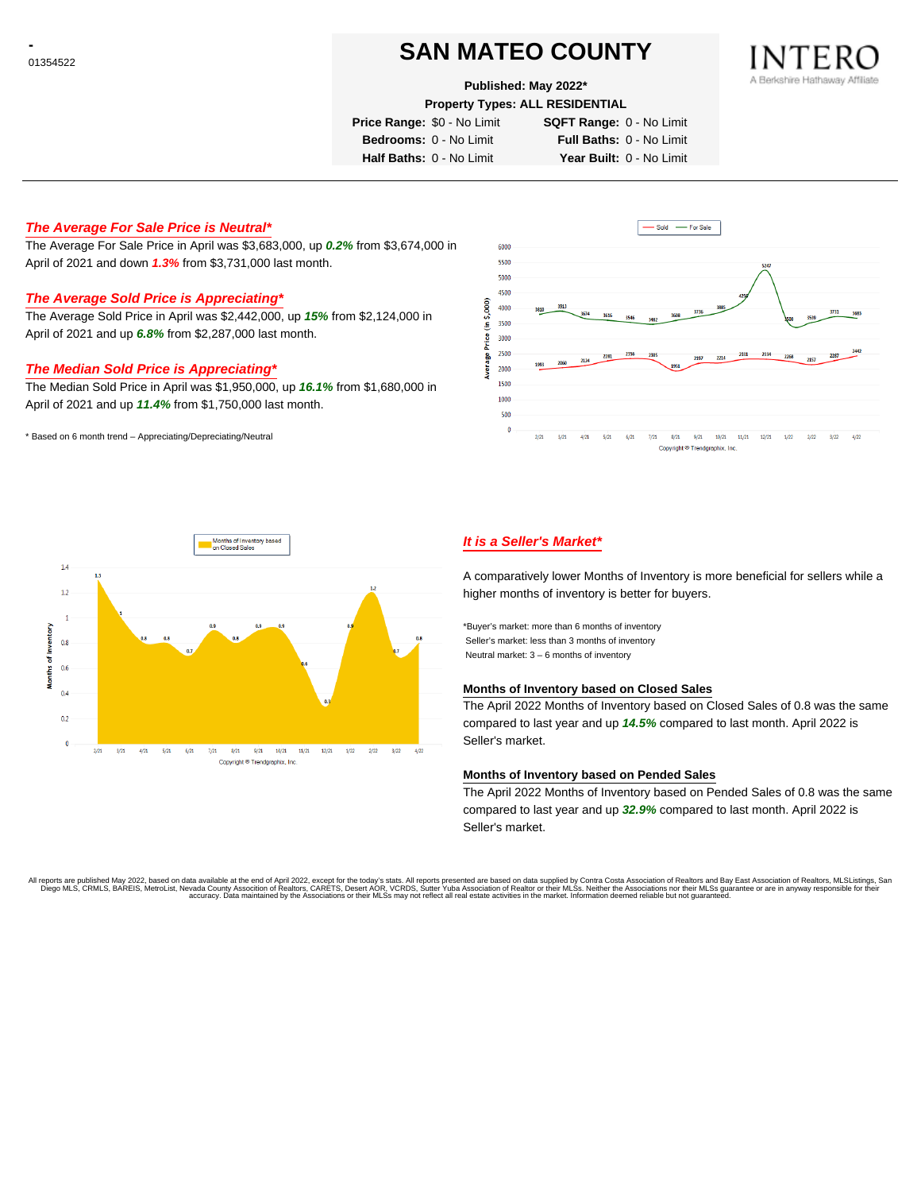-
01354522

# SAN MATEO COUNTY

**Published: May 2022***
**Property Types: ALL RESIDENTIAL**

**Price Range:** $0 - No Limit **SQFT Range:** 0 - No Limit
**Bedrooms:** 0 - No Limit **Full Baths:** 0 - No Limit
**Half Baths:** 0 - No Limit **Year Built:** 0 - No Limit

INTERO
A Berkshire Hathaway Affiliate

## *The Average For Sale Price is Neutral**

The Average For Sale Price in April was $3,683,000, up ***0.2%*** from $3,674,000 in April of 2021 and down ***1.3%*** from $3,731,000 last month.

## *The Average Sold Price is Appreciating**

The Average Sold Price in April was $2,442,000, up ***15%*** from $2,124,000 in April of 2021 and up ***6.8%*** from $2,287,000 last month.

## *The Median Sold Price is Appreciating**

The Median Sold Price in April was $1,950,000, up ***16.1%*** from $1,680,000 in April of 2021 and up ***11.4%*** from $1,750,000 last month.

* Based on 6 month trend – Appreciating/Depreciating/Neutral

## *It is a Seller's Market**

A comparatively lower Months of Inventory is more beneficial for sellers while a higher months of inventory is better for buyers.

*Buyer's market: more than 6 months of inventory
Seller's market: less than 3 months of inventory
Neutral market: 3 – 6 months of inventory

### Months of Inventory based on Closed Sales

The April 2022 Months of Inventory based on Closed Sales of 0.8 was the same compared to last year and up ***14.5%*** compared to last month. April 2022 is Seller's market.

### Months of Inventory based on Pended Sales

The April 2022 Months of Inventory based on Pended Sales of 0.8 was the same compared to last year and up ***32.9%*** compared to last month. April 2022 is Seller's market.

All reports are published May 2022, based on data available at the end of April 2022, except for the today's stats. All reports presented are based on data supplied by Contra Costa Association of Realtors and Bay East Association of Realtors, MLSListings, San Diego MLS, CRMLS, BAREIS, MetroList, Nevada County Association of Realtors, CARETS, Desert AOR, VCRDS, Sutter Yuba Association of Realtor or their MLSs. Neither the Associations nor their MLSs guarantee or are in anyway responsible for their accuracy. Data maintained by the Associations or their MLSs may not reflect all real estate activities in the market. Information deemed reliable but not guaranteed.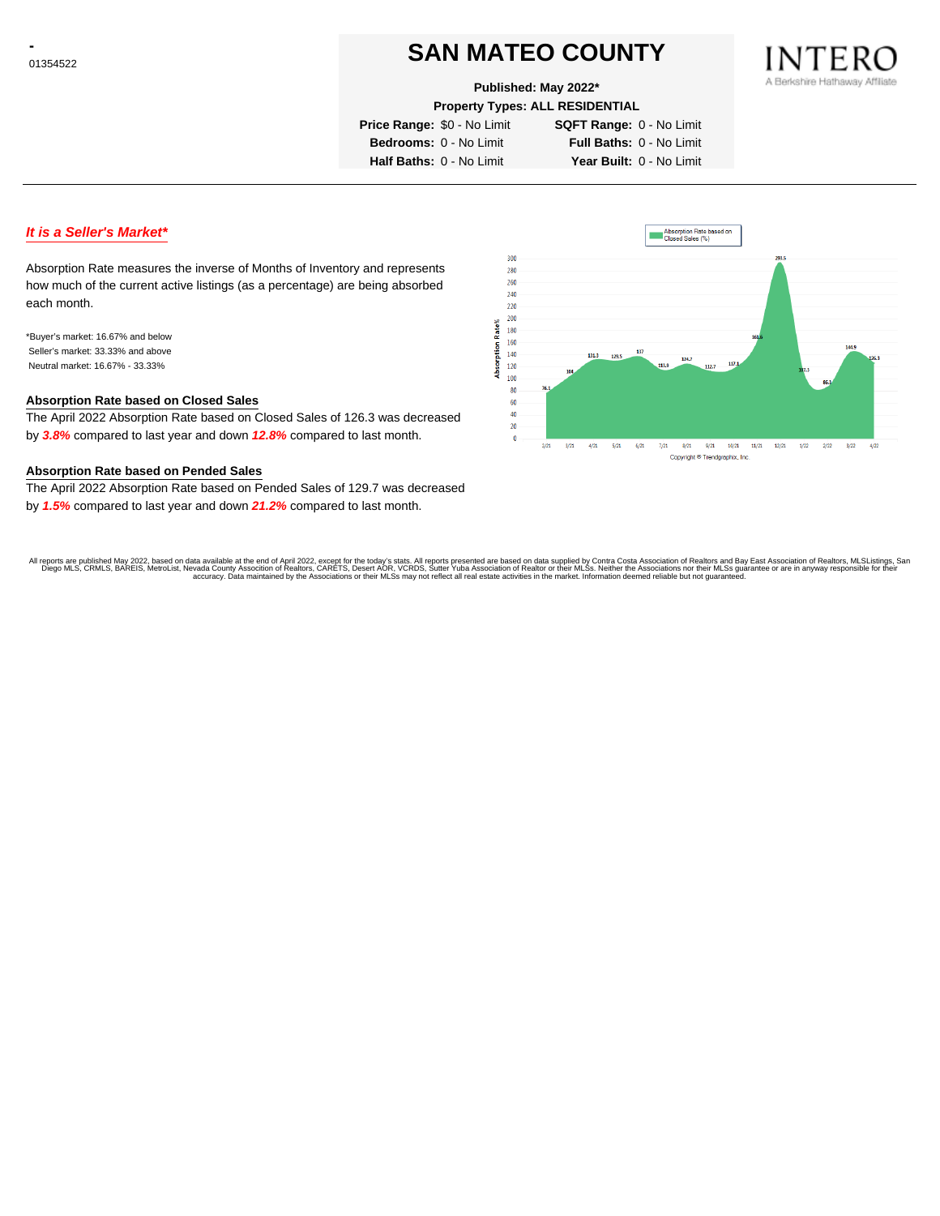-
01354522

# SAN MATEO COUNTY

INTERO
A Berkshire Hathaway Affiliate

**Published: May 2022***

**Property Types: ALL RESIDENTIAL**

**Price Range:** $0 - No Limit　**SQFT Range:** 0 - No Limit
**Bedrooms:** 0 - No Limit　**Full Baths:** 0 - No Limit
**Half Baths:** 0 - No Limit　**Year Built:** 0 - No Limit

***It is a Seller's Market****

Absorption Rate measures the inverse of Months of Inventory and represents how much of the current active listings (as a percentage) are being absorbed each month.

*Buyer's market: 16.67% and below
Seller's market: 33.33% and above
Neutral market: 16.67% - 33.33%

Absorption Rate based on Closed Sales (%)

Absorption Rate%

300
280
260
240
220
200
180
160
140
120
100
80
60
40
20
0

76.1
104
131.3
129.5
137
115.9
124.7
112.7
117.1
160.6
293.5
117.3
85.3
144.9
126.3

2/21 3/21 4/21 5/21 6/21 7/21 8/21 9/21 10/21 11/21 12/21 1/22 2/22 3/22 4/22

Copyright ® Trendgraphix, Inc.

### Absorption Rate based on Closed Sales

The April 2022 Absorption Rate based on Closed Sales of 126.3 was decreased by ***3.8%*** compared to last year and down ***12.8%*** compared to last month.

### Absorption Rate based on Pended Sales

The April 2022 Absorption Rate based on Pended Sales of 129.7 was decreased by ***1.5%*** compared to last year and down ***21.2%*** compared to last month.

All reports are published May 2022, based on data available at the end of April 2022, except for the today's stats. All reports presented are based on data supplied by Contra Costa Association of Realtors and Bay East Association of Realtors, MLSListings, San Diego MLS, CRMLS, BAREIS, MetroList, Nevada County Association of Realtors, CARETS, Desert AOR, VCRDS, Sutter Yuba Association of Realtor or their MLSs. Neither the Associations nor their MLSs guarantee or are in anyway responsible for their accuracy. Data maintained by the Associations or their MLSs may not reflect all real estate activities in the market. Information deemed reliable but not guaranteed.